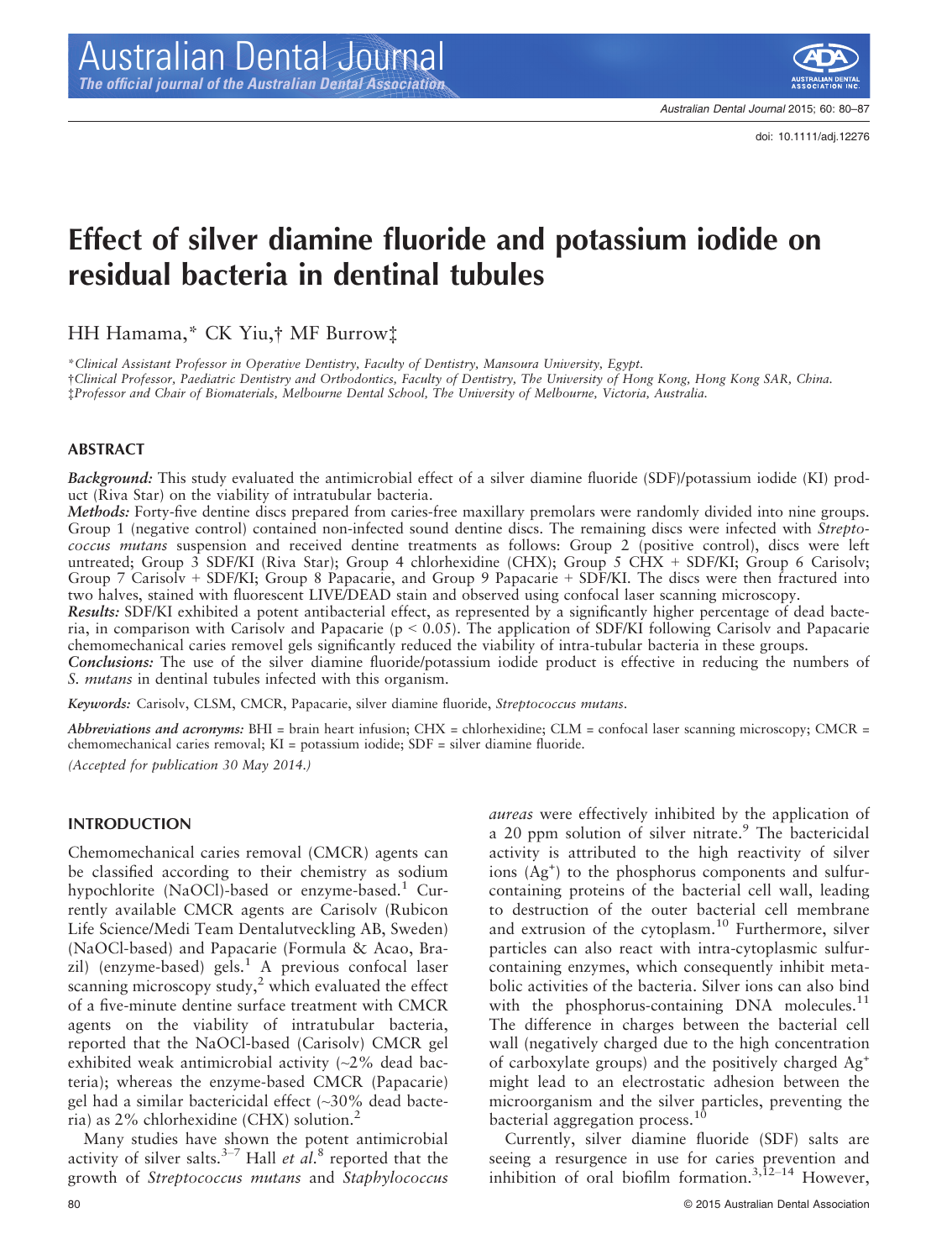# Effect of silver diamine fluoride and potassium iodide on residual bacteria in dentinal tubules

HH Hamama,* CK Yiu,† MF Burrow‡

*Clinical Assistant Professor in Operative Dentistry, Faculty of Dentistry, Mansoura University, Egypt.
†Clinical Professor, Paediatric Dentistry and Orthodontics, Faculty of Dentistry, The University of Hong Kong, Hong Kong SAR, China.
‡Professor and Chair of Biomaterials, Melbourne Dental School, The University of Melbourne, Victoria, Australia.

## ABSTRACT

***Background:*** This study evaluated the antimicrobial effect of a silver diamine fluoride (SDF)/potassium iodide (KI) product (Riva Star) on the viability of intratubular bacteria.

***Methods:*** Forty-five dentine discs prepared from caries-free maxillary premolars were randomly divided into nine groups. Group 1 (negative control) contained non-infected sound dentine discs. The remaining discs were infected with *Streptococcus mutans* suspension and received dentine treatments as follows: Group 2 (positive control), discs were left untreated; Group 3 SDF/KI (Riva Star); Group 4 chlorhexidine (CHX); Group 5 CHX + SDF/KI; Group 6 Carisolv; Group 7 Carisolv + SDF/KI; Group 8 Papacarie, and Group 9 Papacarie + SDF/KI. The discs were then fractured into two halves, stained with fluorescent LIVE/DEAD stain and observed using confocal laser scanning microscopy.

***Results:*** SDF/KI exhibited a potent antibacterial effect, as represented by a significantly higher percentage of dead bacteria, in comparison with Carisolv and Papacarie ($p < 0.05$). The application of SDF/KI following Carisolv and Papacarie chemomechanical caries removel gels significantly reduced the viability of intra-tubular bacteria in these groups.

***Conclusions:*** The use of the silver diamine fluoride/potassium iodide product is effective in reducing the numbers of *S. mutans* in dentinal tubules infected with this organism.

*Keywords:* Carisolv, CLSM, CMCR, Papacarie, silver diamine fluoride, *Streptococcus mutans*.

*Abbreviations and acronyms:* BHI = brain heart infusion; CHX = chlorhexidine; CLM = confocal laser scanning microscopy; CMCR = chemomechanical caries removal; KI = potassium iodide; SDF = silver diamine fluoride.

*(Accepted for publication 30 May 2014.)*

## INTRODUCTION

Chemomechanical caries removal (CMCR) agents can be classified according to their chemistry as sodium hypochlorite (NaOCl)-based or enzyme-based.[1] Currently available CMCR agents are Carisolv (Rubicon Life Science/Medi Team Dentalutveckling AB, Sweden) (NaOCl-based) and Papacarie (Formula & Acao, Brazil) (enzyme-based) gels.[1] A previous confocal laser scanning microscopy study,[2] which evaluated the effect of a five-minute dentine surface treatment with CMCR agents on the viability of intratubular bacteria, reported that the NaOCl-based (Carisolv) CMCR gel exhibited weak antimicrobial activity (~2% dead bacteria); whereas the enzyme-based CMCR (Papacarie) gel had a similar bactericidal effect (~30% dead bacteria) as 2% chlorhexidine (CHX) solution.[2]

Many studies have shown the potent antimicrobial activity of silver salts.[3–7] Hall *et al.*[8] reported that the growth of *Streptococcus mutans* and *Staphylococcus aureas* were effectively inhibited by the application of a 20 ppm solution of silver nitrate.[9] The bactericidal activity is attributed to the high reactivity of silver ions ($Ag^+$) to the phosphorus components and sulfur-containing proteins of the bacterial cell wall, leading to destruction of the outer bacterial cell membrane and extrusion of the cytoplasm.[10] Furthermore, silver particles can also react with intra-cytoplasmic sulfur-containing enzymes, which consequently inhibit metabolic activities of the bacteria. Silver ions can also bind with the phosphorus-containing DNA molecules.[11] The difference in charges between the bacterial cell wall (negatively charged due to the high concentration of carboxylate groups) and the positively charged $Ag^+$ might lead to an electrostatic adhesion between the microorganism and the silver particles, preventing the bacterial aggregation process.[10]

Currently, silver diamine fluoride (SDF) salts are seeing a resurgence in use for caries prevention and inhibition of oral biofilm formation.[3,12–14] However,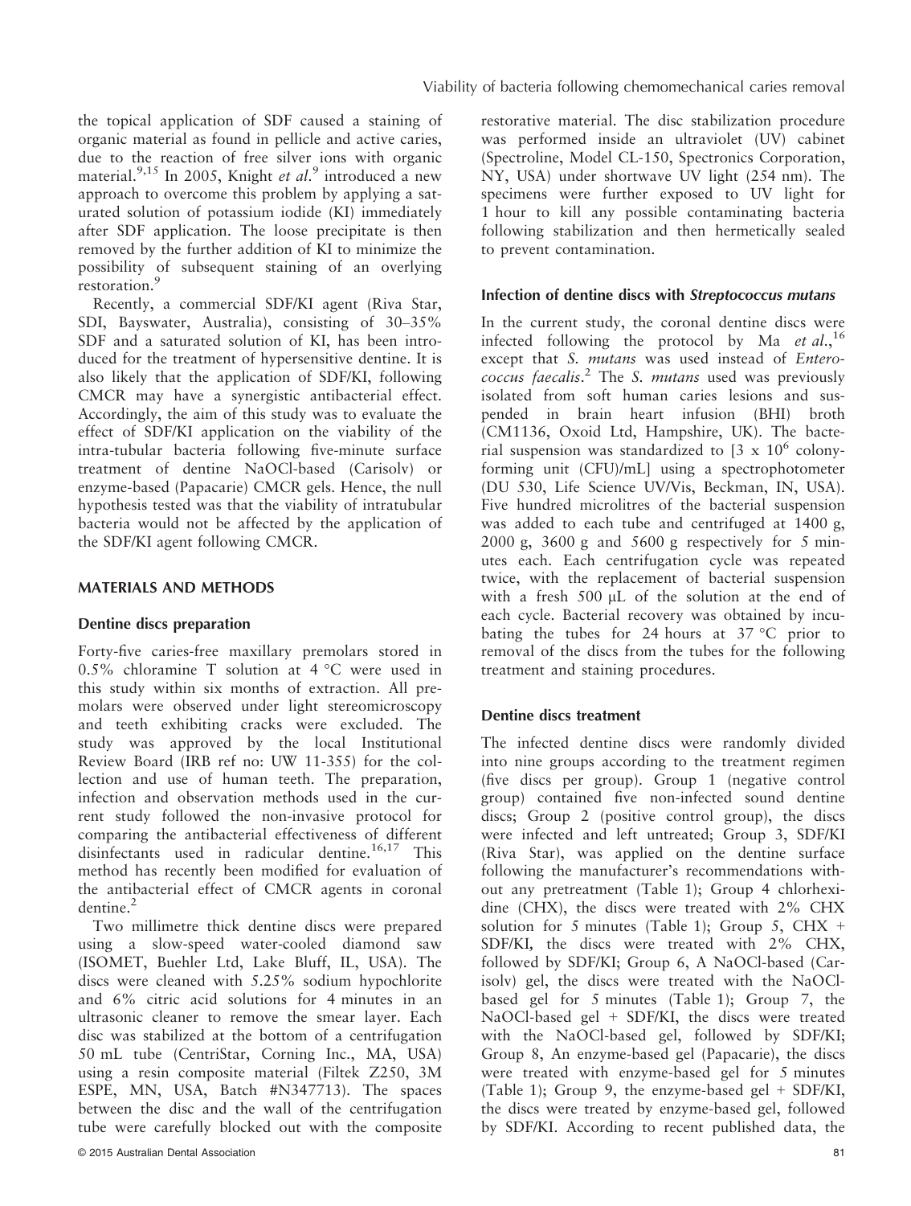the topical application of SDF caused a staining of organic material as found in pellicle and active caries, due to the reaction of free silver ions with organic material.[9,15] In 2005, Knight *et al.*[9] introduced a new approach to overcome this problem by applying a saturated solution of potassium iodide (KI) immediately after SDF application. The loose precipitate is then removed by the further addition of KI to minimize the possibility of subsequent staining of an overlying restoration.[9]

Recently, a commercial SDF/KI agent (Riva Star, SDI, Bayswater, Australia), consisting of 30–35% SDF and a saturated solution of KI, has been introduced for the treatment of hypersensitive dentine. It is also likely that the application of SDF/KI, following CMCR may have a synergistic antibacterial effect. Accordingly, the aim of this study was to evaluate the effect of SDF/KI application on the viability of the intra-tubular bacteria following five-minute surface treatment of dentine NaOCl-based (Carisolv) or enzyme-based (Papacarie) CMCR gels. Hence, the null hypothesis tested was that the viability of intratubular bacteria would not be affected by the application of the SDF/KI agent following CMCR.

## MATERIALS AND METHODS

### Dentine discs preparation

Forty-five caries-free maxillary premolars stored in 0.5% chloramine T solution at 4 °C were used in this study within six months of extraction. All premolars were observed under light stereomicroscopy and teeth exhibiting cracks were excluded. The study was approved by the local Institutional Review Board (IRB ref no: UW 11-355) for the collection and use of human teeth. The preparation, infection and observation methods used in the current study followed the non-invasive protocol for comparing the antibacterial effectiveness of different disinfectants used in radicular dentine.[16,17] This method has recently been modified for evaluation of the antibacterial effect of CMCR agents in coronal dentine.[2]

Two millimetre thick dentine discs were prepared using a slow-speed water-cooled diamond saw (ISOMET, Buehler Ltd, Lake Bluff, IL, USA). The discs were cleaned with 5.25% sodium hypochlorite and 6% citric acid solutions for 4 minutes in an ultrasonic cleaner to remove the smear layer. Each disc was stabilized at the bottom of a centrifugation 50 mL tube (CentriStar, Corning Inc., MA, USA) using a resin composite material (Filtek Z250, 3M ESPE, MN, USA, Batch #N347713). The spaces between the disc and the wall of the centrifugation tube were carefully blocked out with the composite restorative material. The disc stabilization procedure was performed inside an ultraviolet (UV) cabinet (Spectroline, Model CL-150, Spectronics Corporation, NY, USA) under shortwave UV light (254 nm). The specimens were further exposed to UV light for 1 hour to kill any possible contaminating bacteria following stabilization and then hermetically sealed to prevent contamination.

### Infection of dentine discs with *Streptococcus mutans*

In the current study, the coronal dentine discs were infected following the protocol by Ma *et al.*,[16] except that *S. mutans* was used instead of *Enterococcus faecalis*.[2] The *S. mutans* used was previously isolated from soft human caries lesions and suspended in brain heart infusion (BHI) broth (CM1136, Oxoid Ltd, Hampshire, UK). The bacterial suspension was standardized to [3 x $10^6$ colony-forming unit (CFU)/mL] using a spectrophotometer (DU 530, Life Science UV/Vis, Beckman, IN, USA). Five hundred microlitres of the bacterial suspension was added to each tube and centrifuged at 1400 g, 2000 g, 3600 g and 5600 g respectively for 5 minutes each. Each centrifugation cycle was repeated twice, with the replacement of bacterial suspension with a fresh 500 μL of the solution at the end of each cycle. Bacterial recovery was obtained by incubating the tubes for 24 hours at 37 °C prior to removal of the discs from the tubes for the following treatment and staining procedures.

### Dentine discs treatment

The infected dentine discs were randomly divided into nine groups according to the treatment regimen (five discs per group). Group 1 (negative control group) contained five non-infected sound dentine discs; Group 2 (positive control group), the discs were infected and left untreated; Group 3, SDF/KI (Riva Star), was applied on the dentine surface following the manufacturer's recommendations without any pretreatment (Table 1); Group 4 chlorhexidine (CHX), the discs were treated with 2% CHX solution for 5 minutes (Table 1); Group 5, CHX + SDF/KI, the discs were treated with 2% CHX, followed by SDF/KI; Group 6, A NaOCl-based (Carisolv) gel, the discs were treated with the NaOCl-based gel for 5 minutes (Table 1); Group 7, the NaOCl-based gel + SDF/KI, the discs were treated with the NaOCl-based gel, followed by SDF/KI; Group 8, An enzyme-based gel (Papacarie), the discs were treated with enzyme-based gel for 5 minutes (Table 1); Group 9, the enzyme-based gel + SDF/KI, the discs were treated by enzyme-based gel, followed by SDF/KI. According to recent published data, the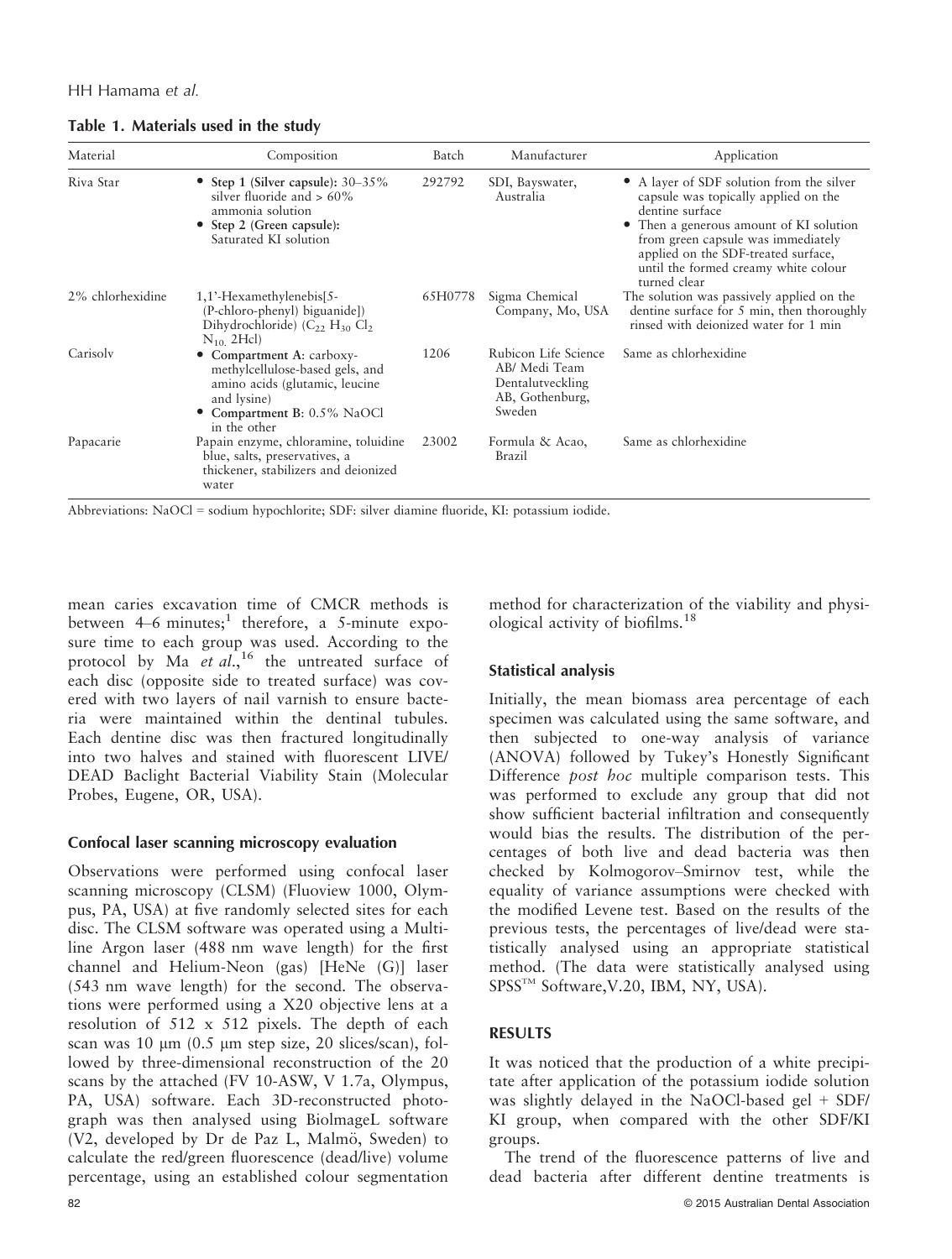**Table 1. Materials used in the study**

| Material | Composition | Batch | Manufacturer | Application |
| --- | --- | --- | --- | --- |
| Riva Star | • **Step 1 (Silver capsule):** 30–35% silver fluoride and > 60% ammonia solution<br>• **Step 2 (Green capsule):** Saturated KI solution | 292792 | SDI, Bayswater, Australia | • A layer of SDF solution from the silver capsule was topically applied on the dentine surface<br>• Then a generous amount of KI solution from green capsule was immediately applied on the SDF-treated surface, until the formed creamy white colour turned clear |
| 2% chlorhexidine | 1,1'-Hexamethylenebis[5-(P-chloro-phenyl) biguanide]) Dihydrochloride) ($C_{22}$ $H_{30}$ $Cl_2$ $N_{10.}$ 2Hcl) | 65H0778 | Sigma Chemical Company, Mo, USA | The solution was passively applied on the dentine surface for 5 min, then thoroughly rinsed with deionized water for 1 min |
| Carisolv | • **Compartment A**: carboxy-methylcellulose-based gels, and amino acids (glutamic, leucine and lysine)<br>• **Compartment B**: 0.5% NaOCl in the other | 1206 | Rubicon Life Science AB/ Medi Team Dentalutveckling AB, Gothenburg, Sweden | Same as chlorhexidine |
| Papacarie | Papain enzyme, chloramine, toluidine blue, salts, preservatives, a thickener, stabilizers and deionized water | 23002 | Formula & Acao, Brazil | Same as chlorhexidine |

Abbreviations: NaOCl = sodium hypochlorite; SDF: silver diamine fluoride, KI: potassium iodide.

mean caries excavation time of CMCR methods is between 4–6 minutes;[1] therefore, a 5-minute exposure time to each group was used. According to the protocol by Ma *et al*.,[16] the untreated surface of each disc (opposite side to treated surface) was covered with two layers of nail varnish to ensure bacteria were maintained within the dentinal tubules. Each dentine disc was then fractured longitudinally into two halves and stained with fluorescent LIVE/DEAD Baclight Bacterial Viability Stain (Molecular Probes, Eugene, OR, USA).

### Confocal laser scanning microscopy evaluation

Observations were performed using confocal laser scanning microscopy (CLSM) (Fluoview 1000, Olympus, PA, USA) at five randomly selected sites for each disc. The CLSM software was operated using a Multiline Argon laser (488 nm wave length) for the first channel and Helium-Neon (gas) [HeNe (G)] laser (543 nm wave length) for the second. The observations were performed using a X20 objective lens at a resolution of 512 x 512 pixels. The depth of each scan was 10 μm (0.5 μm step size, 20 slices/scan), followed by three-dimensional reconstruction of the 20 scans by the attached (FV 10-ASW, V 1.7a, Olympus, PA, USA) software. Each 3D-reconstructed photograph was then analysed using BioImageL software (V2, developed by Dr de Paz L, Malmö, Sweden) to calculate the red/green fluorescence (dead/live) volume percentage, using an established colour segmentation method for characterization of the viability and physiological activity of biofilms.[18]

### Statistical analysis

Initially, the mean biomass area percentage of each specimen was calculated using the same software, and then subjected to one-way analysis of variance (ANOVA) followed by Tukey's Honestly Significant Difference *post hoc* multiple comparison tests. This was performed to exclude any group that did not show sufficient bacterial infiltration and consequently would bias the results. The distribution of the percentages of both live and dead bacteria was then checked by Kolmogorov–Smirnov test, while the equality of variance assumptions were checked with the modified Levene test. Based on the results of the previous tests, the percentages of live/dead were statistically analysed using an appropriate statistical method. (The data were statistically analysed using SPSS™ Software,V.20, IBM, NY, USA).

## RESULTS

It was noticed that the production of a white precipitate after application of the potassium iodide solution was slightly delayed in the NaOCl-based gel + SDF/KI group, when compared with the other SDF/KI groups.

The trend of the fluorescence patterns of live and dead bacteria after different dentine treatments is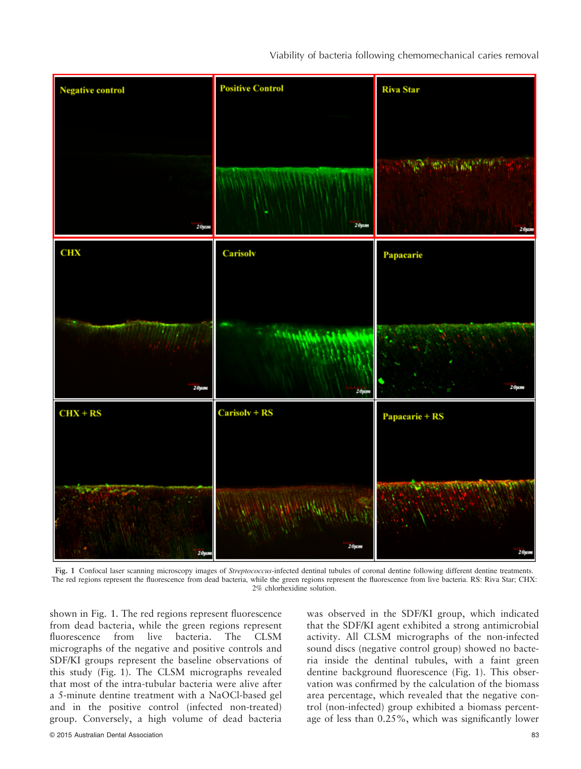Fig. 1 Confocal laser scanning microscopy images of *Streptococcus*-infected dentinal tubules of coronal dentine following different dentine treatments. The red regions represent the fluorescence from dead bacteria, while the green regions represent the fluorescence from live bacteria. RS: Riva Star; CHX: 2% chlorhexidine solution.

shown in Fig. 1. The red regions represent fluorescence from dead bacteria, while the green regions represent fluorescence from live bacteria. The CLSM micrographs of the negative and positive controls and SDF/KI groups represent the baseline observations of this study (Fig. 1). The CLSM micrographs revealed that most of the intra-tubular bacteria were alive after a 5-minute dentine treatment with a NaOCl-based gel and in the positive control (infected non-treated) group. Conversely, a high volume of dead bacteria was observed in the SDF/KI group, which indicated that the SDF/KI agent exhibited a strong antimicrobial activity. All CLSM micrographs of the non-infected sound discs (negative control group) showed no bacteria inside the dentinal tubules, with a faint green dentine background fluorescence (Fig. 1). This observation was confirmed by the calculation of the biomass area percentage, which revealed that the negative control (non-infected) group exhibited a biomass percentage of less than 0.25%, which was significantly lower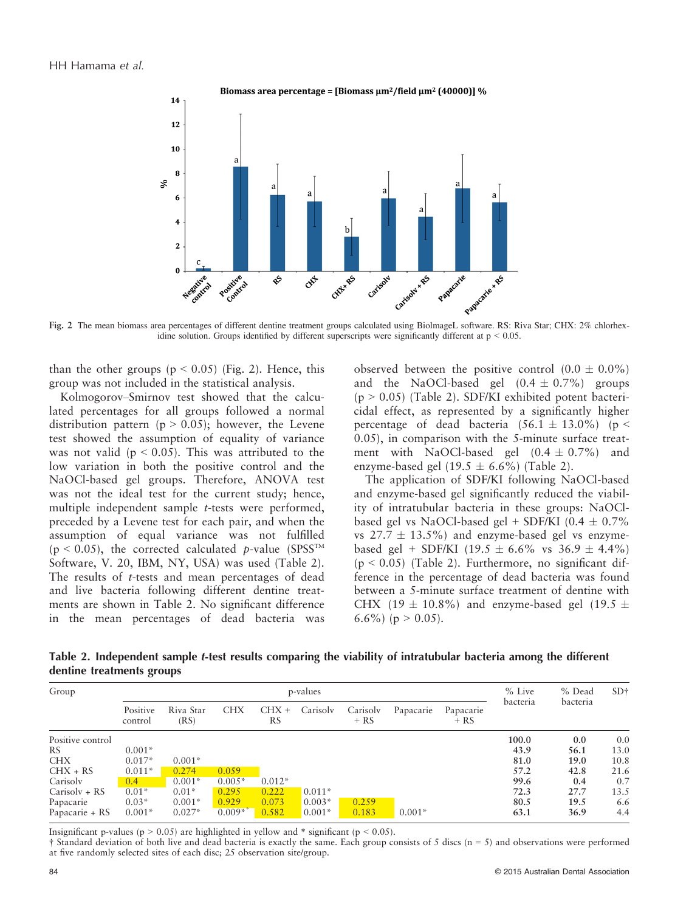**Fig. 2** The mean biomass area percentages of different dentine treatment groups calculated using BiolmageL software. RS: Riva Star; CHX: 2% chlorhexidine solution. Groups identified by different superscripts were significantly different at $p < 0.05$.

than the other groups ($p < 0.05$) (Fig. 2). Hence, this group was not included in the statistical analysis.

Kolmogorov–Smirnov test showed that the calculated percentages for all groups followed a normal distribution pattern ($p > 0.05$); however, the Levene test showed the assumption of equality of variance was not valid ($p < 0.05$). This was attributed to the low variation in both the positive control and the NaOCl-based gel groups. Therefore, ANOVA test was not the ideal test for the current study; hence, multiple independent sample *t*-tests were performed, preceded by a Levene test for each pair, and when the assumption of equal variance was not fulfilled ($p < 0.05$), the corrected calculated *p*-value (SPSS™ Software, V. 20, IBM, NY, USA) was used (Table 2). The results of *t*-tests and mean percentages of dead and live bacteria following different dentine treatments are shown in Table 2. No significant difference in the mean percentages of dead bacteria was observed between the positive control (0.0 ± 0.0%) and the NaOCl-based gel (0.4 ± 0.7%) groups ($p > 0.05$) (Table 2). SDF/KI exhibited potent bactericidal effect, as represented by a significantly higher percentage of dead bacteria (56.1 ± 13.0%) ($p < 0.05$), in comparison with the 5-minute surface treatment with NaOCl-based gel (0.4 ± 0.7%) and enzyme-based gel (19.5 ± 6.6%) (Table 2).

The application of SDF/KI following NaOCl-based and enzyme-based gel significantly reduced the viability of intratubular bacteria in these groups: NaOCl-based gel vs NaOCl-based gel + SDF/KI (0.4 ± 0.7% vs 27.7 ± 13.5%) and enzyme-based gel vs enzyme-based gel + SDF/KI (19.5 ± 6.6% vs 36.9 ± 4.4%) ($p < 0.05$) (Table 2). Furthermore, no significant difference in the percentage of dead bacteria was found between a 5-minute surface treatment of dentine with CHX (19 ± 10.8%) and enzyme-based gel (19.5 ± 6.6%) ($p > 0.05$).

**Table 2. Independent sample *t*-test results comparing the viability of intratubular bacteria among the different dentine treatments groups**

| Group | p-values | | | | | | | | % Live bacteria | % Dead bacteria | SD† |
|---|---|---|---|---|---|---|---|---|---|---|---|
| | Positive control | Riva Star (RS) | CHX | CHX + RS | Carisolv | Carisolv + RS | Papacarie | Papacarie + RS | | | |
| Positive control | | | | | | | | | 100.0 | 0.0 | 0.0 |
| RS | 0.001* | | | | | | | | 43.9 | 56.1 | 13.0 |
| CHX | 0.017* | 0.001* | | | | | | | 81.0 | 19.0 | 10.8 |
| CHX + RS | 0.011* | 0.274 | 0.059 | | | | | | 57.2 | 42.8 | 21.6 |
| Carisolv | 0.4 | 0.001* | 0.005* | 0.012* | | | | | 99.6 | 0.4 | 0.7 |
| Carisolv + RS | 0.01* | 0.01* | 0.295 | 0.222 | 0.011* | | | | 72.3 | 27.7 | 13.5 |
| Papacarie | 0.03* | 0.001* | 0.929 | 0.073 | 0.003* | 0.259 | | | 80.5 | 19.5 | 6.6 |
| Papacarie + RS | 0.001* | 0.027* | 0.009* | 0.582 | 0.001* | 0.183 | 0.001* | | 63.1 | 36.9 | 4.4 |

Insignificant p-values ($p > 0.05$) are highlighted in yellow and * significant ($p < 0.05$).
† Standard deviation of both live and dead bacteria is exactly the same. Each group consists of 5 discs (n = 5) and observations were performed at five randomly selected sites of each disc; 25 observation site/group.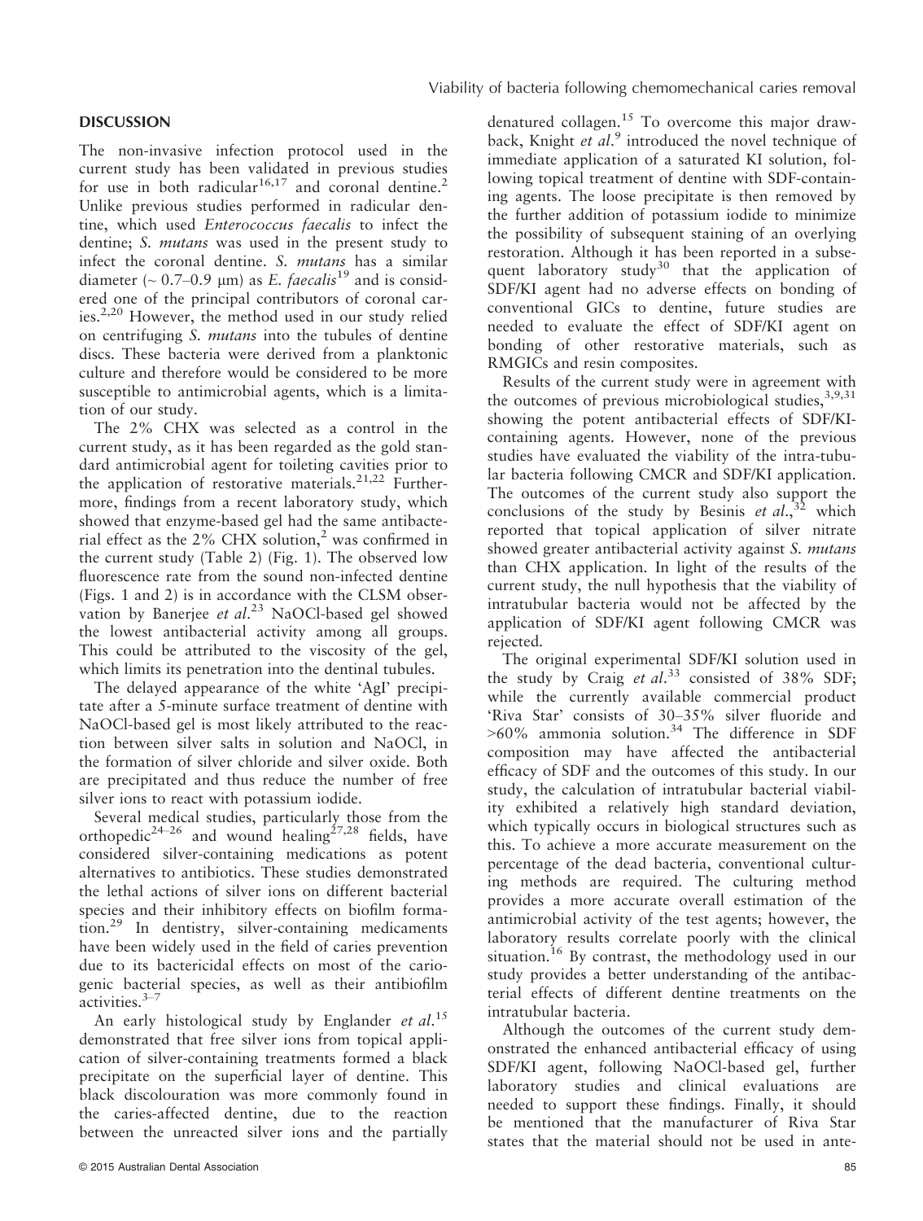## DISCUSSION

The non-invasive infection protocol used in the current study has been validated in previous studies for use in both radicular[16,17] and coronal dentine.[2] Unlike previous studies performed in radicular dentine, which used *Enterococcus faecalis* to infect the dentine; *S. mutans* was used in the present study to infect the coronal dentine. *S. mutans* has a similar diameter (~ 0.7–0.9 μm) as *E. faecalis*[19] and is considered one of the principal contributors of coronal caries.[2,20] However, the method used in our study relied on centrifuging *S. mutans* into the tubules of dentine discs. These bacteria were derived from a planktonic culture and therefore would be considered to be more susceptible to antimicrobial agents, which is a limitation of our study.

The 2% CHX was selected as a control in the current study, as it has been regarded as the gold standard antimicrobial agent for toileting cavities prior to the application of restorative materials.[21,22] Furthermore, findings from a recent laboratory study, which showed that enzyme-based gel had the same antibacterial effect as the 2% CHX solution,[2] was confirmed in the current study (Table 2) (Fig. 1). The observed low fluorescence rate from the sound non-infected dentine (Figs. 1 and 2) is in accordance with the CLSM observation by Banerjee *et al*.[23] NaOCl-based gel showed the lowest antibacterial activity among all groups. This could be attributed to the viscosity of the gel, which limits its penetration into the dentinal tubules.

The delayed appearance of the white 'AgI' precipitate after a 5-minute surface treatment of dentine with NaOCl-based gel is most likely attributed to the reaction between silver salts in solution and NaOCl, in the formation of silver chloride and silver oxide. Both are precipitated and thus reduce the number of free silver ions to react with potassium iodide.

Several medical studies, particularly those from the orthopedic[24–26] and wound healing[27,28] fields, have considered silver-containing medications as potent alternatives to antibiotics. These studies demonstrated the lethal actions of silver ions on different bacterial species and their inhibitory effects on biofilm formation.[29] In dentistry, silver-containing medicaments have been widely used in the field of caries prevention due to its bactericidal effects on most of the cariogenic bacterial species, as well as their antibiofilm activities.[3–7]

An early histological study by Englander *et al*.[15] demonstrated that free silver ions from topical application of silver-containing treatments formed a black precipitate on the superficial layer of dentine. This black discolouration was more commonly found in the caries-affected dentine, due to the reaction between the unreacted silver ions and the partially denatured collagen.[15] To overcome this major drawback, Knight *et al*.[9] introduced the novel technique of immediate application of a saturated KI solution, following topical treatment of dentine with SDF-containing agents. The loose precipitate is then removed by the further addition of potassium iodide to minimize the possibility of subsequent staining of an overlying restoration. Although it has been reported in a subsequent laboratory study[30] that the application of SDF/KI agent had no adverse effects on bonding of conventional GICs to dentine, future studies are needed to evaluate the effect of SDF/KI agent on bonding of other restorative materials, such as RMGICs and resin composites.

Results of the current study were in agreement with the outcomes of previous microbiological studies,[3,9,31] showing the potent antibacterial effects of SDF/KI-containing agents. However, none of the previous studies have evaluated the viability of the intra-tubular bacteria following CMCR and SDF/KI application. The outcomes of the current study also support the conclusions of the study by Besinis *et al*.,[32] which reported that topical application of silver nitrate showed greater antibacterial activity against *S. mutans* than CHX application. In light of the results of the current study, the null hypothesis that the viability of intratubular bacteria would not be affected by the application of SDF/KI agent following CMCR was rejected.

The original experimental SDF/KI solution used in the study by Craig *et al*.[33] consisted of 38% SDF; while the currently available commercial product 'Riva Star' consists of 30–35% silver fluoride and >60% ammonia solution.[34] The difference in SDF composition may have affected the antibacterial efficacy of SDF and the outcomes of this study. In our study, the calculation of intratubular bacterial viability exhibited a relatively high standard deviation, which typically occurs in biological structures such as this. To achieve a more accurate measurement on the percentage of the dead bacteria, conventional culturing methods are required. The culturing method provides a more accurate overall estimation of the antimicrobial activity of the test agents; however, the laboratory results correlate poorly with the clinical situation.[16] By contrast, the methodology used in our study provides a better understanding of the antibacterial effects of different dentine treatments on the intratubular bacteria.

Although the outcomes of the current study demonstrated the enhanced antibacterial efficacy of using SDF/KI agent, following NaOCl-based gel, further laboratory studies and clinical evaluations are needed to support these findings. Finally, it should be mentioned that the manufacturer of Riva Star states that the material should not be used in ante-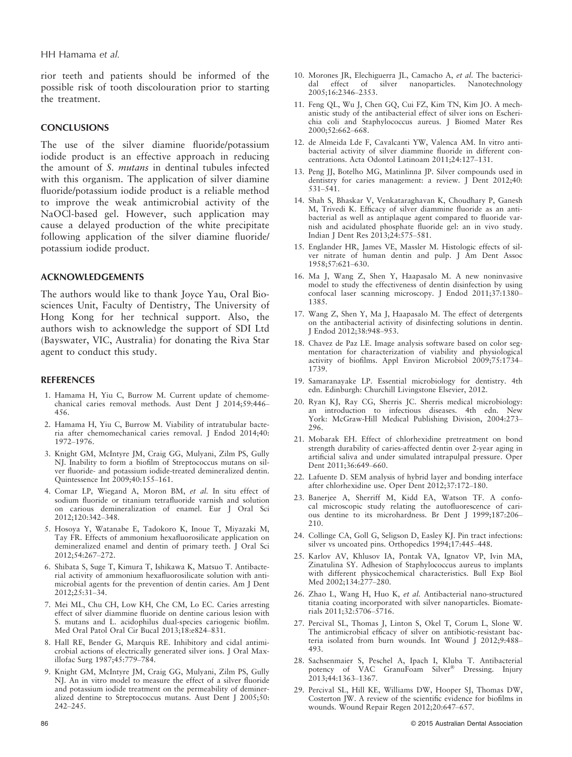rior teeth and patients should be informed of the possible risk of tooth discolouration prior to starting the treatment.

## CONCLUSIONS

The use of the silver diamine fluoride/potassium iodide product is an effective approach in reducing the amount of *S. mutans* in dentinal tubules infected with this organism. The application of silver diamine fluoride/potassium iodide product is a reliable method to improve the weak antimicrobial activity of the NaOCl-based gel. However, such application may cause a delayed production of the white precipitate following application of the silver diamine fluoride/potassium iodide product.

## ACKNOWLEDGEMENTS

The authors would like to thank Joyce Yau, Oral Biosciences Unit, Faculty of Dentistry, The University of Hong Kong for her technical support. Also, the authors wish to acknowledge the support of SDI Ltd (Bayswater, VIC, Australia) for donating the Riva Star agent to conduct this study.

## REFERENCES

1. Hamama H, Yiu C, Burrow M. Current update of chemomechanical caries removal methods. Aust Dent J 2014;59:446–456.
2. Hamama H, Yiu C, Burrow M. Viability of intratubular bacteria after chemomechanical caries removal. J Endod 2014;40:1972–1976.
3. Knight GM, McIntyre JM, Craig GG, Mulyani, Zilm PS, Gully NJ. Inability to form a biofilm of Streptococcus mutans on silver fluoride- and potassium iodide-treated demineralized dentin. Quintessence Int 2009;40:155–161.
4. Comar LP, Wiegand A, Moron BM, *et al.* In situ effect of sodium fluoride or titanium tetrafluoride varnish and solution on carious demineralization of enamel. Eur J Oral Sci 2012;120:342–348.
5. Hosoya Y, Watanabe E, Tadokoro K, Inoue T, Miyazaki M, Tay FR. Effects of ammonium hexafluorosilicate application on demineralized enamel and dentin of primary teeth. J Oral Sci 2012;54:267–272.
6. Shibata S, Suge T, Kimura T, Ishikawa K, Matsuo T. Antibacterial activity of ammonium hexafluorosilicate solution with antimicrobial agents for the prevention of dentin caries. Am J Dent 2012;25:31–34.
7. Mei ML, Chu CH, Low KH, Che CM, Lo EC. Caries arresting effect of silver diammine fluoride on dentine carious lesion with S. mutans and L. acidophilus dual-species cariogenic biofilm. Med Oral Patol Oral Cir Bucal 2013;18:e824–831.
8. Hall RE, Bender G, Marquis RE. Inhibitory and cidal antimicrobial actions of electrically generated silver ions. J Oral Maxillofac Surg 1987;45:779–784.
9. Knight GM, McIntyre JM, Craig GG, Mulyani, Zilm PS, Gully NJ. An in vitro model to measure the effect of a silver fluoride and potassium iodide treatment on the permeability of demineralized dentine to Streptococcus mutans. Aust Dent J 2005;50:242–245.
10. Morones JR, Elechiguerra JL, Camacho A, *et al.* The bactericidal effect of silver nanoparticles. Nanotechnology 2005;16:2346–2353.
11. Feng QL, Wu J, Chen GQ, Cui FZ, Kim TN, Kim JO. A mechanistic study of the antibacterial effect of silver ions on Escherichia coli and Staphylococcus aureus. J Biomed Mater Res 2000;52:662–668.
12. de Almeida Lde F, Cavalcanti YW, Valenca AM. In vitro antibacterial activity of silver diammine fluoride in different concentrations. Acta Odontol Latinoam 2011;24:127–131.
13. Peng JJ, Botelho MG, Matinlinna JP. Silver compounds used in dentistry for caries management: a review. J Dent 2012;40:531–541.
14. Shah S, Bhaskar V, Venkataraghavan K, Choudhary P, Ganesh M, Trivedi K. Efficacy of silver diammine fluoride as an antibacterial as well as antiplaque agent compared to fluoride varnish and acidulated phosphate fluoride gel: an in vivo study. Indian J Dent Res 2013;24:575–581.
15. Englander HR, James VE, Massler M. Histologic effects of silver nitrate of human dentin and pulp. J Am Dent Assoc 1958;57:621–630.
16. Ma J, Wang Z, Shen Y, Haapasalo M. A new noninvasive model to study the effectiveness of dentin disinfection by using confocal laser scanning microscopy. J Endod 2011;37:1380–1385.
17. Wang Z, Shen Y, Ma J, Haapasalo M. The effect of detergents on the antibacterial activity of disinfecting solutions in dentin. J Endod 2012;38:948–953.
18. Chavez de Paz LE. Image analysis software based on color segmentation for characterization of viability and physiological activity of biofilms. Appl Environ Microbiol 2009;75:1734–1739.
19. Samaranayake LP. Essential microbiology for dentistry. 4th edn. Edinburgh: Churchill Livingstone Elsevier, 2012.
20. Ryan KJ, Ray CG, Sherris JC. Sherris medical microbiology: an introduction to infectious diseases. 4th edn. New York: McGraw-Hill Medical Publishing Division, 2004:273–296.
21. Mobarak EH. Effect of chlorhexidine pretreatment on bond strength durability of caries-affected dentin over 2-year aging in artificial saliva and under simulated intrapulpal pressure. Oper Dent 2011;36:649–660.
22. Lafuente D. SEM analysis of hybrid layer and bonding interface after chlorhexidine use. Oper Dent 2012;37:172–180.
23. Banerjee A, Sherriff M, Kidd EA, Watson TF. A confocal microscopic study relating the autofluorescence of carious dentine to its microhardness. Br Dent J 1999;187:206–210.
24. Collinge CA, Goll G, Seligson D, Easley KJ. Pin tract infections: silver vs uncoated pins. Orthopedics 1994;17:445–448.
25. Karlov AV, Khlusov IA, Pontak VA, Ignatov VP, Ivin MA, Zinatulina SY. Adhesion of Staphylococcus aureus to implants with different physicochemical characteristics. Bull Exp Biol Med 2002;134:277–280.
26. Zhao L, Wang H, Huo K, *et al.* Antibacterial nano-structured titania coating incorporated with silver nanoparticles. Biomaterials 2011;32:5706–5716.
27. Percival SL, Thomas J, Linton S, Okel T, Corum L, Slone W. The antimicrobial efficacy of silver on antibiotic-resistant bacteria isolated from burn wounds. Int Wound J 2012;9:488–493.
28. Sachsenmaier S, Peschel A, Ipach I, Kluba T. Antibacterial potency of VAC GranuFoam Silver® Dressing. Injury 2013;44:1363–1367.
29. Percival SL, Hill KE, Williams DW, Hooper SJ, Thomas DW, Costerton JW. A review of the scientific evidence for biofilms in wounds. Wound Repair Regen 2012;20:647–657.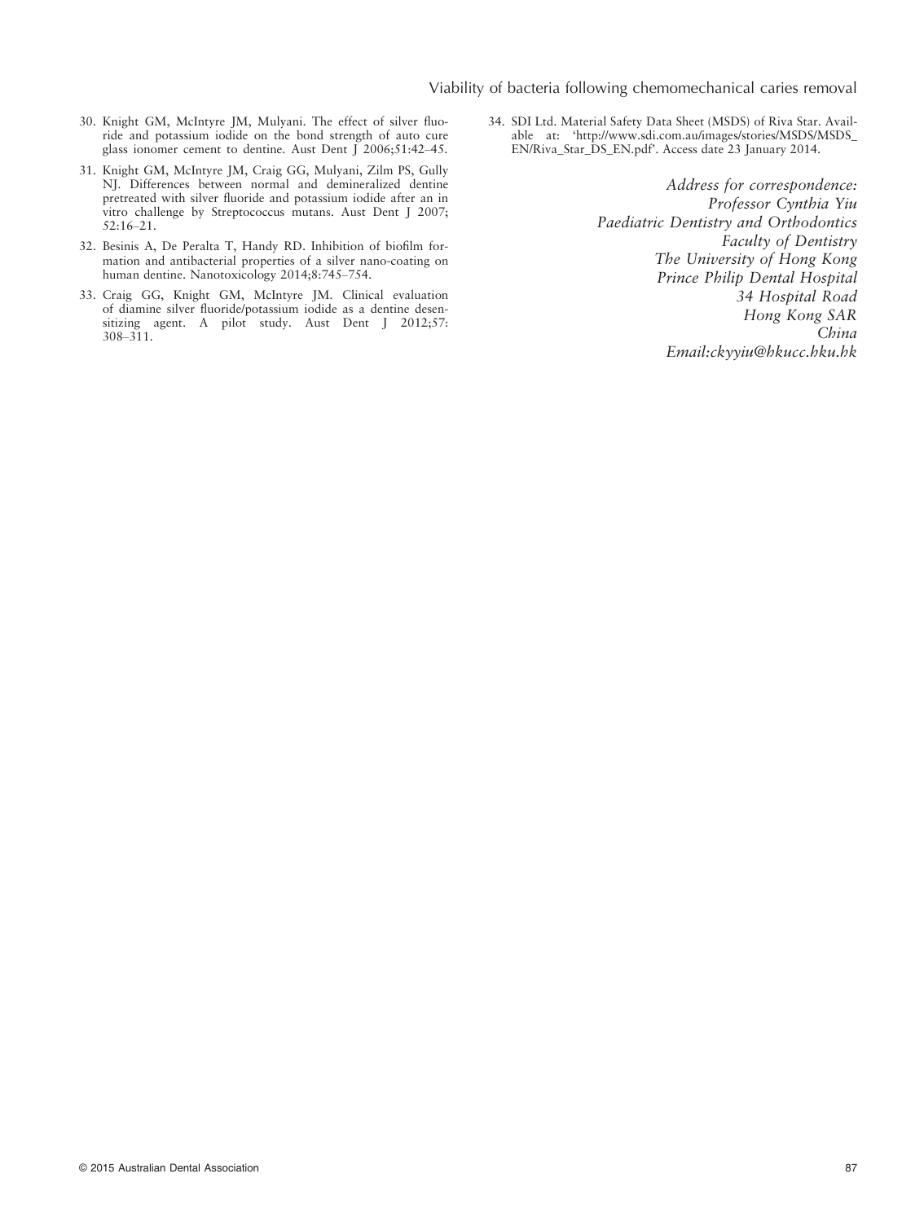30. Knight GM, McIntyre JM, Mulyani. The effect of silver fluoride and potassium iodide on the bond strength of auto cure glass ionomer cement to dentine. Aust Dent J 2006;51:42–45.

31. Knight GM, McIntyre JM, Craig GG, Mulyani, Zilm PS, Gully NJ. Differences between normal and demineralized dentine pretreated with silver fluoride and potassium iodide after an in vitro challenge by Streptococcus mutans. Aust Dent J 2007; 52:16–21.

32. Besinis A, De Peralta T, Handy RD. Inhibition of biofilm formation and antibacterial properties of a silver nano-coating on human dentine. Nanotoxicology 2014;8:745–754.

33. Craig GG, Knight GM, McIntyre JM. Clinical evaluation of diamine silver fluoride/potassium iodide as a dentine desensitizing agent. A pilot study. Aust Dent J 2012;57: 308–311.

34. SDI Ltd. Material Safety Data Sheet (MSDS) of Riva Star. Available at: 'http://www.sdi.com.au/images/stories/MSDS/MSDS_EN/Riva_Star_DS_EN.pdf'. Access date 23 January 2014.

*Address for correspondence:*
*Professor Cynthia Yiu*
*Paediatric Dentistry and Orthodontics*
*Faculty of Dentistry*
*The University of Hong Kong*
*Prince Philip Dental Hospital*
*34 Hospital Road*
*Hong Kong SAR*
*China*
*Email:ckyyiu@hkucc.hku.hk*